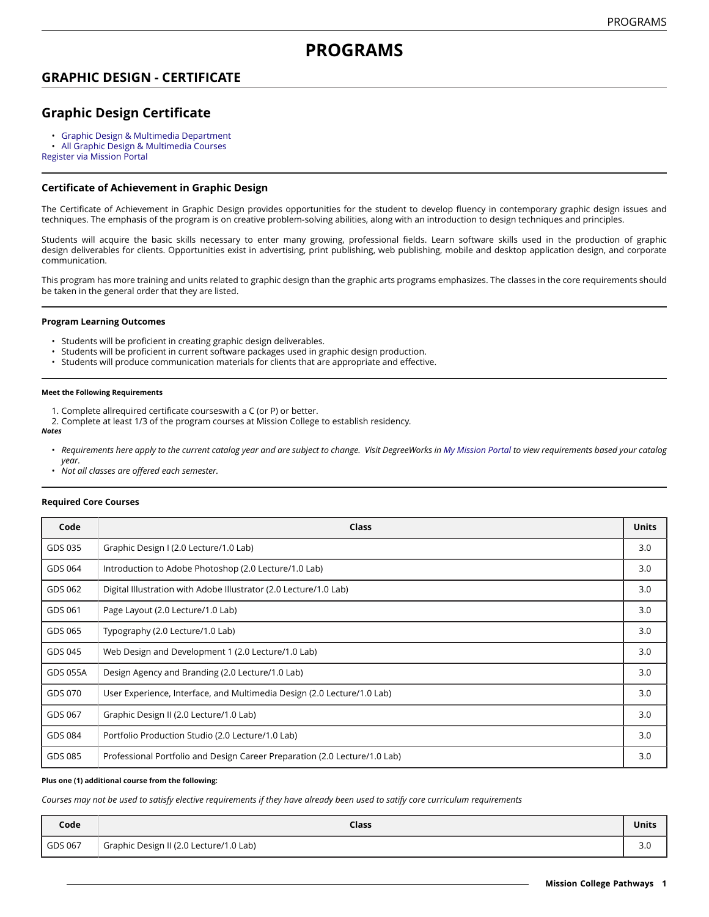# PROGRAMS

## GRAPHIC DESIGN - CERTIFICATE

## Graphic Design Certificate

- Graphic Design & Multimedia Department
- All Graphic Design & Multimedia Courses

Register via Mission Portal

### Certificate of Achievement in Graphic Design

The Certificate of Achievement in Graphic Design provides opportunities for the student to develop fluency in contemporary graphic design issues and techniques. The emphasis of the program is on creative problem-solving abilities, along with an introduction to design techniques and principles.

Students will acquire the basic skills necessary to enter many growing, professional fields. Learn software skills used in the production of graphic design deliverables for clients. Opportunities exist in advertising, print publishing, web publishing, mobile and desktop application design, and corporate communication.

This program has more training and units related to graphic design than the graphic arts programs emphasizes. The classes in the core requirements should be taken in the general order that they are listed.

#### Program Learning Outcomes

- Students will be proficient in creating graphic design deliverables.
- Students will be proficient in current software packages used in graphic design production.
- Students will produce communication materials for clients that are appropriate and effective.

##### Meet the Following Requirements

1. Complete allrequired certificate courseswith a C (or P) or better.
2. Complete at least 1/3 of the program courses at Mission College to establish residency.

***Notes***

- *Requirements here apply to the current catalog year and are subject to change. Visit DegreeWorks in My Mission Portal to view requirements based your catalog year.*
- *Not all classes are offered each semester.*

#### Required Core Courses

| Code | Class | Units |
|---|---|---|
| GDS 035 | Graphic Design I (2.0 Lecture/1.0 Lab) | 3.0 |
| GDS 064 | Introduction to Adobe Photoshop (2.0 Lecture/1.0 Lab) | 3.0 |
| GDS 062 | Digital Illustration with Adobe Illustrator (2.0 Lecture/1.0 Lab) | 3.0 |
| GDS 061 | Page Layout (2.0 Lecture/1.0 Lab) | 3.0 |
| GDS 065 | Typography (2.0 Lecture/1.0 Lab) | 3.0 |
| GDS 045 | Web Design and Development 1 (2.0 Lecture/1.0 Lab) | 3.0 |
| GDS 055A | Design Agency and Branding (2.0 Lecture/1.0 Lab) | 3.0 |
| GDS 070 | User Experience, Interface, and Multimedia Design (2.0 Lecture/1.0 Lab) | 3.0 |
| GDS 067 | Graphic Design II (2.0 Lecture/1.0 Lab) | 3.0 |
| GDS 084 | Portfolio Production Studio (2.0 Lecture/1.0 Lab) | 3.0 |
| GDS 085 | Professional Portfolio and Design Career Preparation (2.0 Lecture/1.0 Lab) | 3.0 |

##### Plus one (1) additional course from the following:

*Courses may not be used to satisfy elective requirements if they have already been used to satify core curriculum requirements*

| Code | Class | Units |
|---|---|---|
| GDS 067 | Graphic Design II (2.0 Lecture/1.0 Lab) | 3.0 |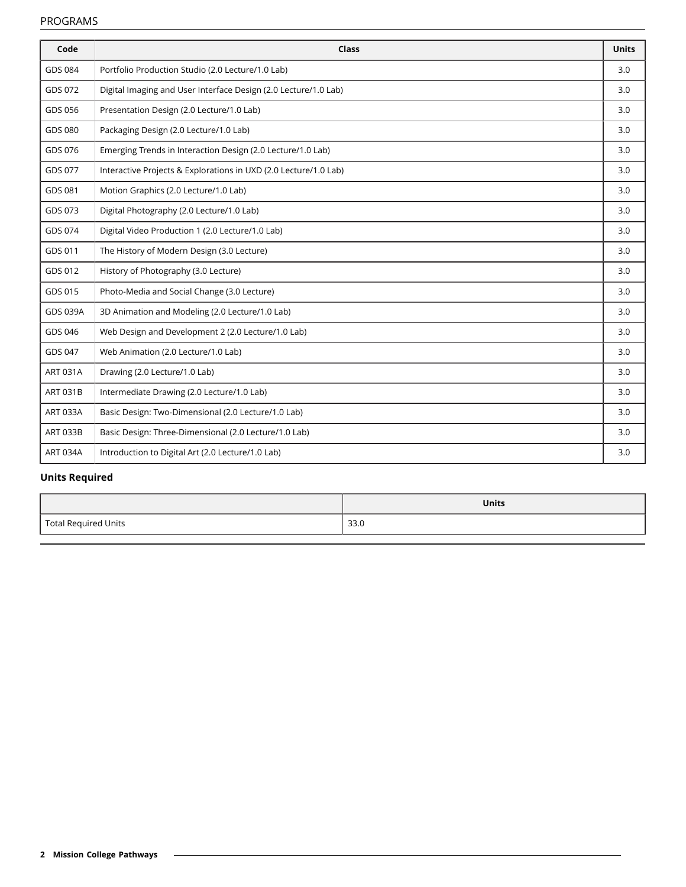| Code | Class | Units |
| --- | --- | --- |
| GDS 084 | Portfolio Production Studio (2.0 Lecture/1.0 Lab) | 3.0 |
| GDS 072 | Digital Imaging and User Interface Design (2.0 Lecture/1.0 Lab) | 3.0 |
| GDS 056 | Presentation Design (2.0 Lecture/1.0 Lab) | 3.0 |
| GDS 080 | Packaging Design (2.0 Lecture/1.0 Lab) | 3.0 |
| GDS 076 | Emerging Trends in Interaction Design (2.0 Lecture/1.0 Lab) | 3.0 |
| GDS 077 | Interactive Projects & Explorations in UXD (2.0 Lecture/1.0 Lab) | 3.0 |
| GDS 081 | Motion Graphics (2.0 Lecture/1.0 Lab) | 3.0 |
| GDS 073 | Digital Photography (2.0 Lecture/1.0 Lab) | 3.0 |
| GDS 074 | Digital Video Production 1 (2.0 Lecture/1.0 Lab) | 3.0 |
| GDS 011 | The History of Modern Design (3.0 Lecture) | 3.0 |
| GDS 012 | History of Photography (3.0 Lecture) | 3.0 |
| GDS 015 | Photo-Media and Social Change (3.0 Lecture) | 3.0 |
| GDS 039A | 3D Animation and Modeling (2.0 Lecture/1.0 Lab) | 3.0 |
| GDS 046 | Web Design and Development 2 (2.0 Lecture/1.0 Lab) | 3.0 |
| GDS 047 | Web Animation (2.0 Lecture/1.0 Lab) | 3.0 |
| ART 031A | Drawing (2.0 Lecture/1.0 Lab) | 3.0 |
| ART 031B | Intermediate Drawing (2.0 Lecture/1.0 Lab) | 3.0 |
| ART 033A | Basic Design: Two-Dimensional (2.0 Lecture/1.0 Lab) | 3.0 |
| ART 033B | Basic Design: Three-Dimensional (2.0 Lecture/1.0 Lab) | 3.0 |
| ART 034A | Introduction to Digital Art (2.0 Lecture/1.0 Lab) | 3.0 |

### Units Required

| | Units |
| --- | --- |
| Total Required Units | 33.0 |